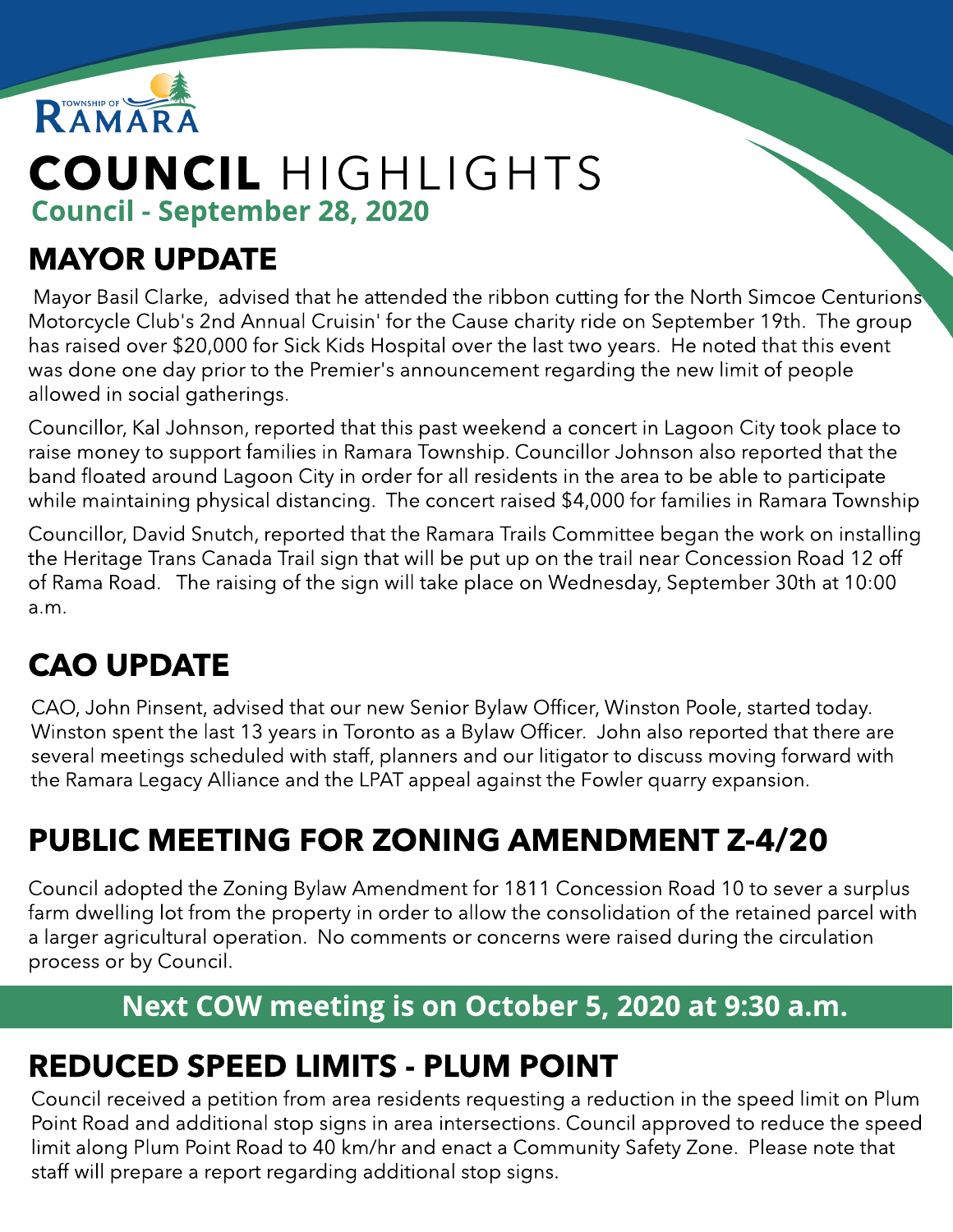TOWNSHIP OF RAMARA

# COUNCIL HIGHLIGHTS

**Council - September 28, 2020**

## MAYOR UPDATE

Mayor Basil Clarke, advised that he attended the ribbon cutting for the North Simcoe Centurions Motorcycle Club's 2nd Annual Cruisin' for the Cause charity ride on September 19th. The group has raised over $20,000 for Sick Kids Hospital over the last two years. He noted that this event was done one day prior to the Premier's announcement regarding the new limit of people allowed in social gatherings.

Councillor, Kal Johnson, reported that this past weekend a concert in Lagoon City took place to raise money to support families in Ramara Township. Councillor Johnson also reported that the band floated around Lagoon City in order for all residents in the area to be able to participate while maintaining physical distancing. The concert raised $4,000 for families in Ramara Township

Councillor, David Snutch, reported that the Ramara Trails Committee began the work on installing the Heritage Trans Canada Trail sign that will be put up on the trail near Concession Road 12 off of Rama Road. The raising of the sign will take place on Wednesday, September 30th at 10:00 a.m.

## CAO UPDATE

CAO, John Pinsent, advised that our new Senior Bylaw Officer, Winston Poole, started today. Winston spent the last 13 years in Toronto as a Bylaw Officer. John also reported that there are several meetings scheduled with staff, planners and our litigator to discuss moving forward with the Ramara Legacy Alliance and the LPAT appeal against the Fowler quarry expansion.

## PUBLIC MEETING FOR ZONING AMENDMENT Z-4/20

Council adopted the Zoning Bylaw Amendment for 1811 Concession Road 10 to sever a surplus farm dwelling lot from the property in order to allow the consolidation of the retained parcel with a larger agricultural operation. No comments or concerns were raised during the circulation process or by Council.

**Next COW meeting is on October 5, 2020 at 9:30 a.m.**

## REDUCED SPEED LIMITS - PLUM POINT

Council received a petition from area residents requesting a reduction in the speed limit on Plum Point Road and additional stop signs in area intersections. Council approved to reduce the speed limit along Plum Point Road to 40 km/hr and enact a Community Safety Zone. Please note that staff will prepare a report regarding additional stop signs.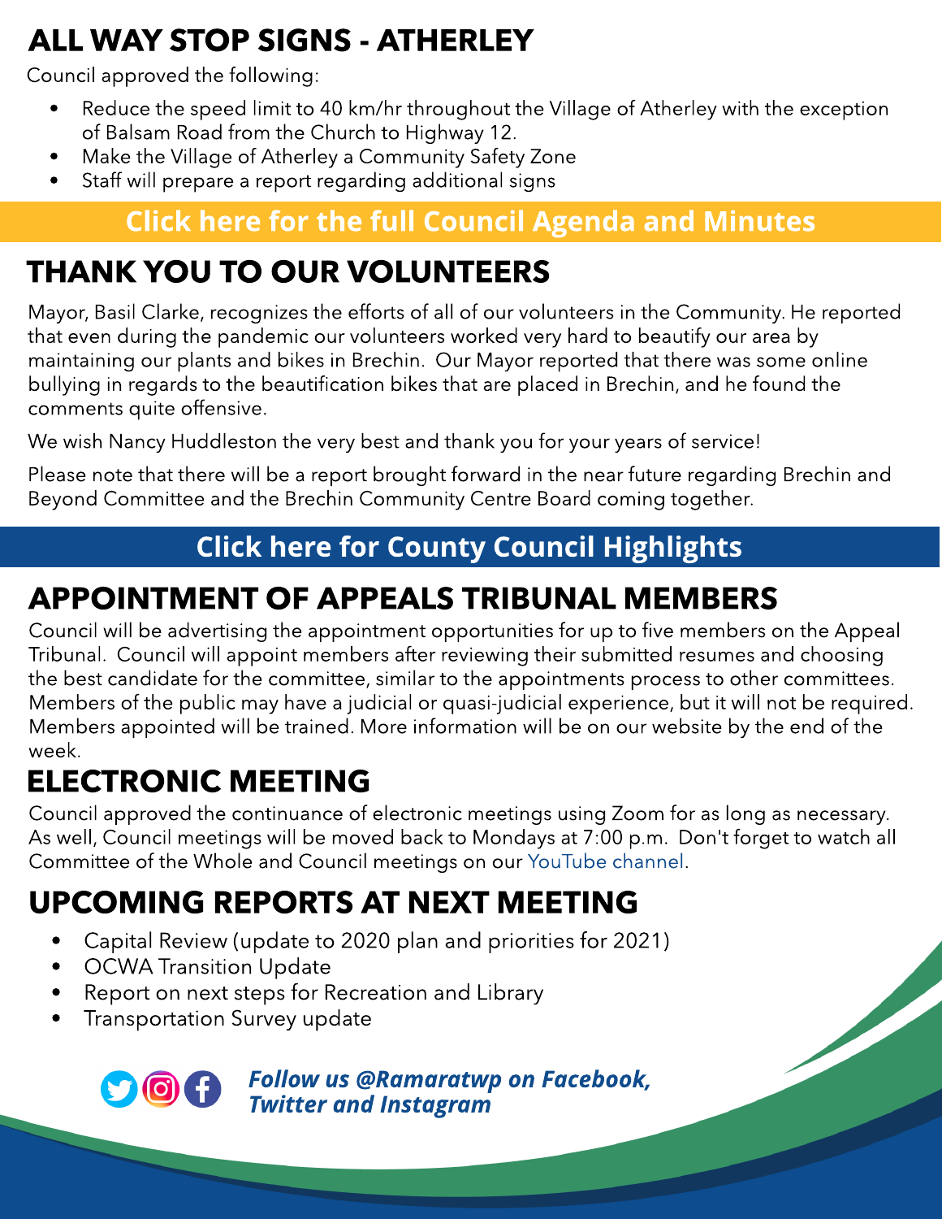## ALL WAY STOP SIGNS - ATHERLEY

Council approved the following:

- Reduce the speed limit to 40 km/hr throughout the Village of Atherley with the exception of Balsam Road from the Church to Highway 12.
- Make the Village of Atherley a Community Safety Zone
- Staff will prepare a report regarding additional signs

**Click here for the full Council Agenda and Minutes**

## THANK YOU TO OUR VOLUNTEERS

Mayor, Basil Clarke, recognizes the efforts of all of our volunteers in the Community. He reported that even during the pandemic our volunteers worked very hard to beautify our area by maintaining our plants and bikes in Brechin. Our Mayor reported that there was some online bullying in regards to the beautification bikes that are placed in Brechin, and he found the comments quite offensive.

We wish Nancy Huddleston the very best and thank you for your years of service!

Please note that there will be a report brought forward in the near future regarding Brechin and Beyond Committee and the Brechin Community Centre Board coming together.

**Click here for County Council Highlights**

## APPOINTMENT OF APPEALS TRIBUNAL MEMBERS

Council will be advertising the appointment opportunities for up to five members on the Appeal Tribunal. Council will appoint members after reviewing their submitted resumes and choosing the best candidate for the committee, similar to the appointments process to other committees. Members of the public may have a judicial or quasi-judicial experience, but it will not be required. Members appointed will be trained. More information will be on our website by the end of the week.

## ELECTRONIC MEETING

Council approved the continuance of electronic meetings using Zoom for as long as necessary. As well, Council meetings will be moved back to Mondays at 7:00 p.m. Don't forget to watch all Committee of the Whole and Council meetings on our YouTube channel.

## UPCOMING REPORTS AT NEXT MEETING

- Capital Review (update to 2020 plan and priorities for 2021)
- OCWA Transition Update
- Report on next steps for Recreation and Library
- Transportation Survey update

***Follow us @Ramaratwp on Facebook, Twitter and Instagram***